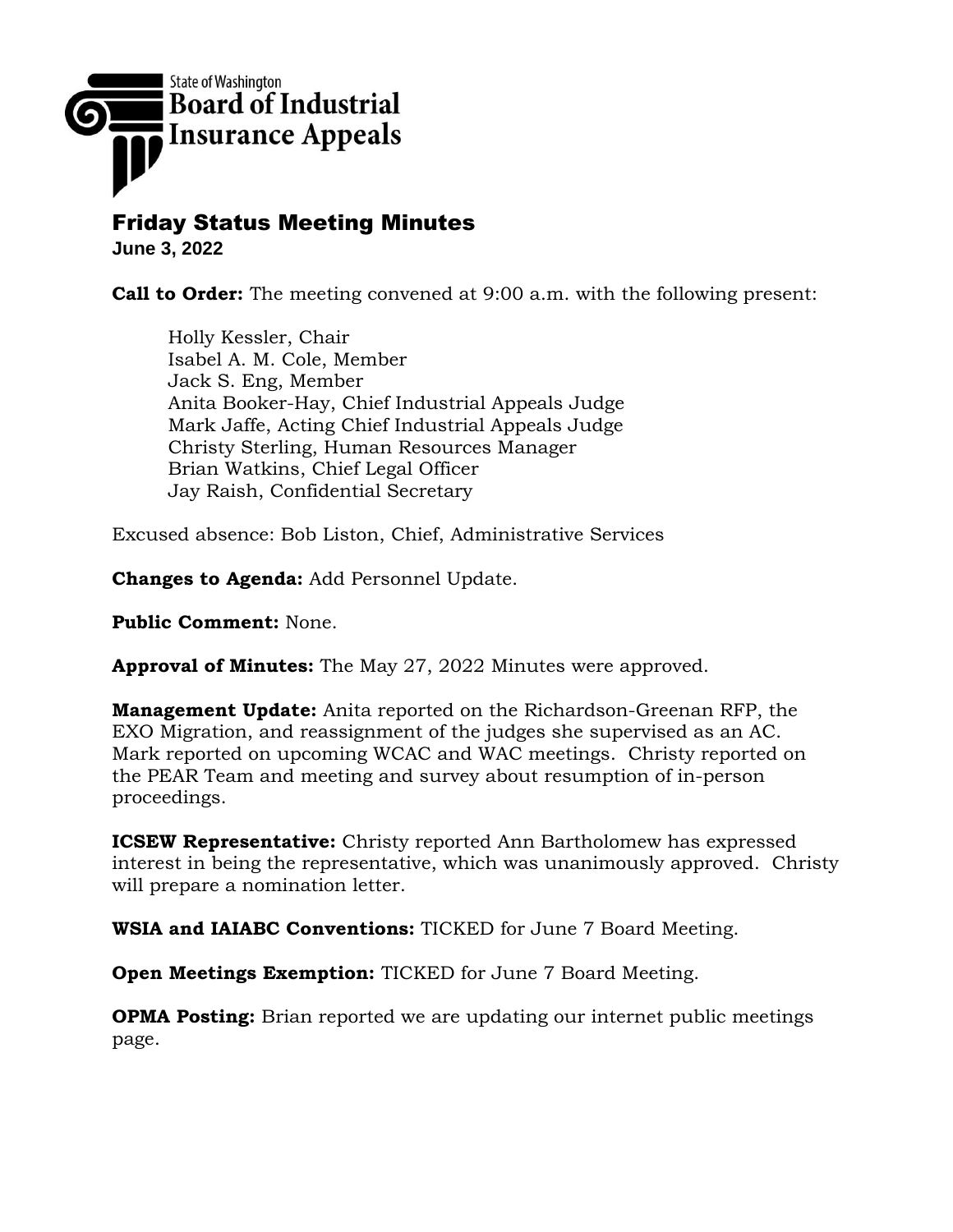State of Washington
**Board of Industrial Insurance Appeals**

# Friday Status Meeting Minutes

**June 3, 2022**

**Call to Order:** The meeting convened at 9:00 a.m. with the following present:

Holly Kessler, Chair
Isabel A. M. Cole, Member
Jack S. Eng, Member
Anita Booker-Hay, Chief Industrial Appeals Judge
Mark Jaffe, Acting Chief Industrial Appeals Judge
Christy Sterling, Human Resources Manager
Brian Watkins, Chief Legal Officer
Jay Raish, Confidential Secretary

Excused absence: Bob Liston, Chief, Administrative Services

**Changes to Agenda:** Add Personnel Update.

**Public Comment:** None.

**Approval of Minutes:** The May 27, 2022 Minutes were approved.

**Management Update:** Anita reported on the Richardson-Greenan RFP, the EXO Migration, and reassignment of the judges she supervised as an AC. Mark reported on upcoming WCAC and WAC meetings. Christy reported on the PEAR Team and meeting and survey about resumption of in-person proceedings.

**ICSEW Representative:** Christy reported Ann Bartholomew has expressed interest in being the representative, which was unanimously approved. Christy will prepare a nomination letter.

**WSIA and IAIABC Conventions:** TICKED for June 7 Board Meeting.

**Open Meetings Exemption:** TICKED for June 7 Board Meeting.

**OPMA Posting:** Brian reported we are updating our internet public meetings page.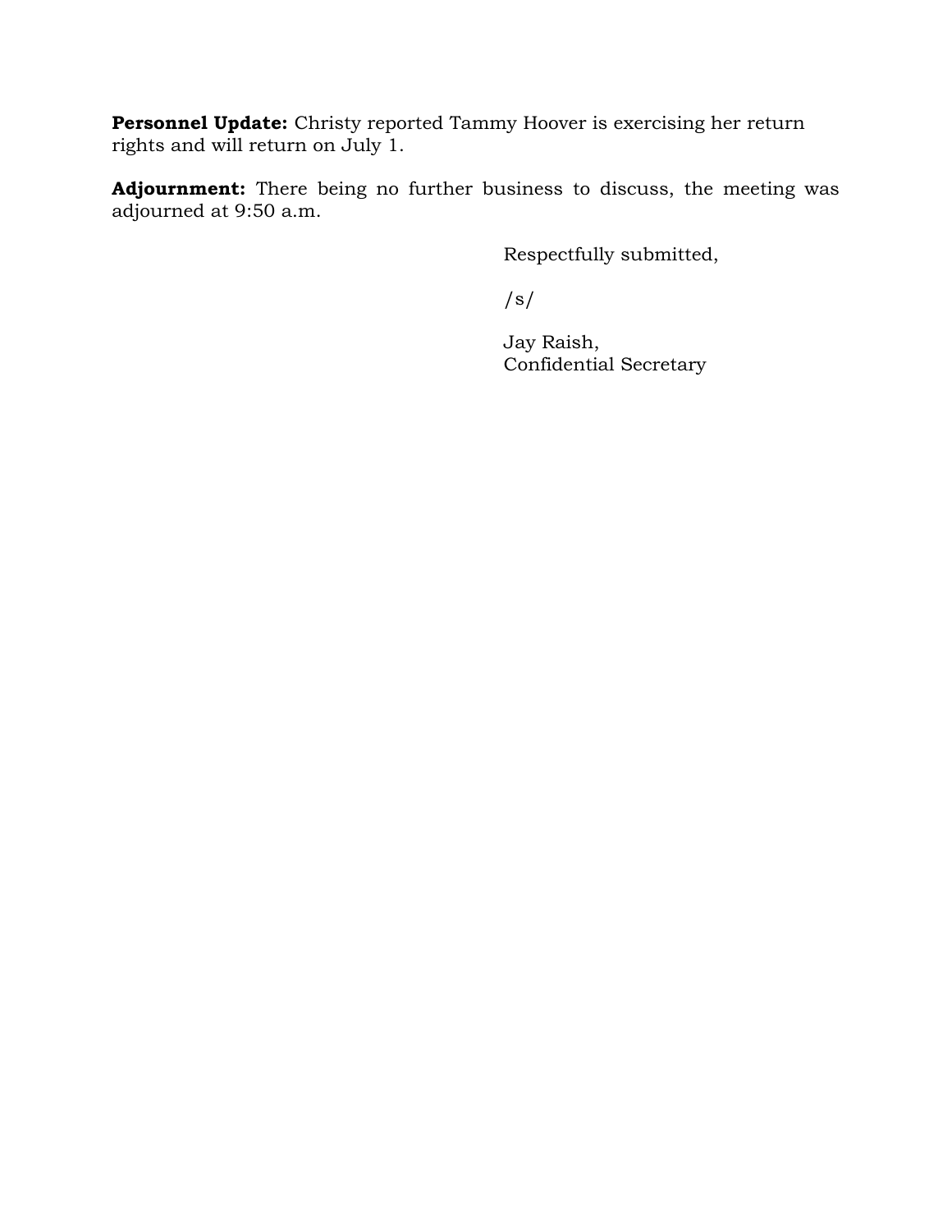**Personnel Update:** Christy reported Tammy Hoover is exercising her return rights and will return on July 1.

**Adjournment:** There being no further business to discuss, the meeting was adjourned at 9:50 a.m.

Respectfully submitted,

/s/

Jay Raish,
Confidential Secretary